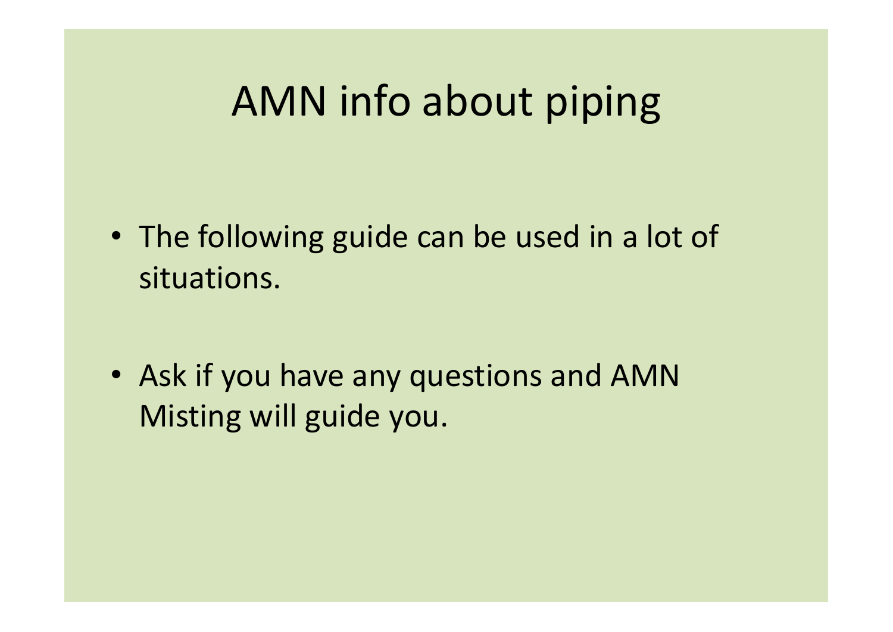# AMN info about piping

- The following guide can be used in a lot of situations.
- Ask if you have any questions and AMN Misting will guide you.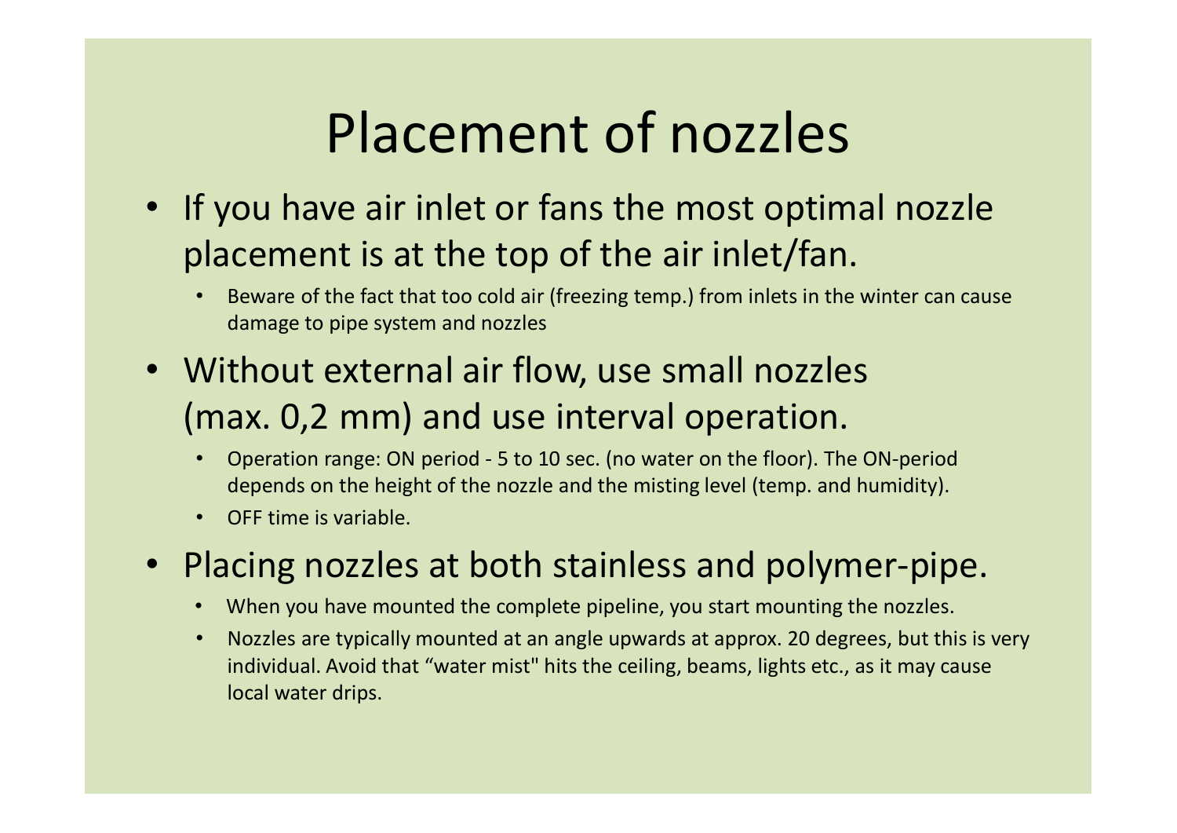# Placement of nozzles

- If you have air inlet or fans the most optimal nozzle placement is at the top of the air inlet/fan.
  - Beware of the fact that too cold air (freezing temp.) from inlets in the winter can cause damage to pipe system and nozzles
- Without external air flow, use small nozzles (max. 0,2 mm) and use interval operation.
  - Operation range: ON period - 5 to 10 sec. (no water on the floor). The ON-period depends on the height of the nozzle and the misting level (temp. and humidity).
  - OFF time is variable.
- Placing nozzles at both stainless and polymer-pipe.
  - When you have mounted the complete pipeline, you start mounting the nozzles.
  - Nozzles are typically mounted at an angle upwards at approx. 20 degrees, but this is very individual. Avoid that “water mist" hits the ceiling, beams, lights etc., as it may cause local water drips.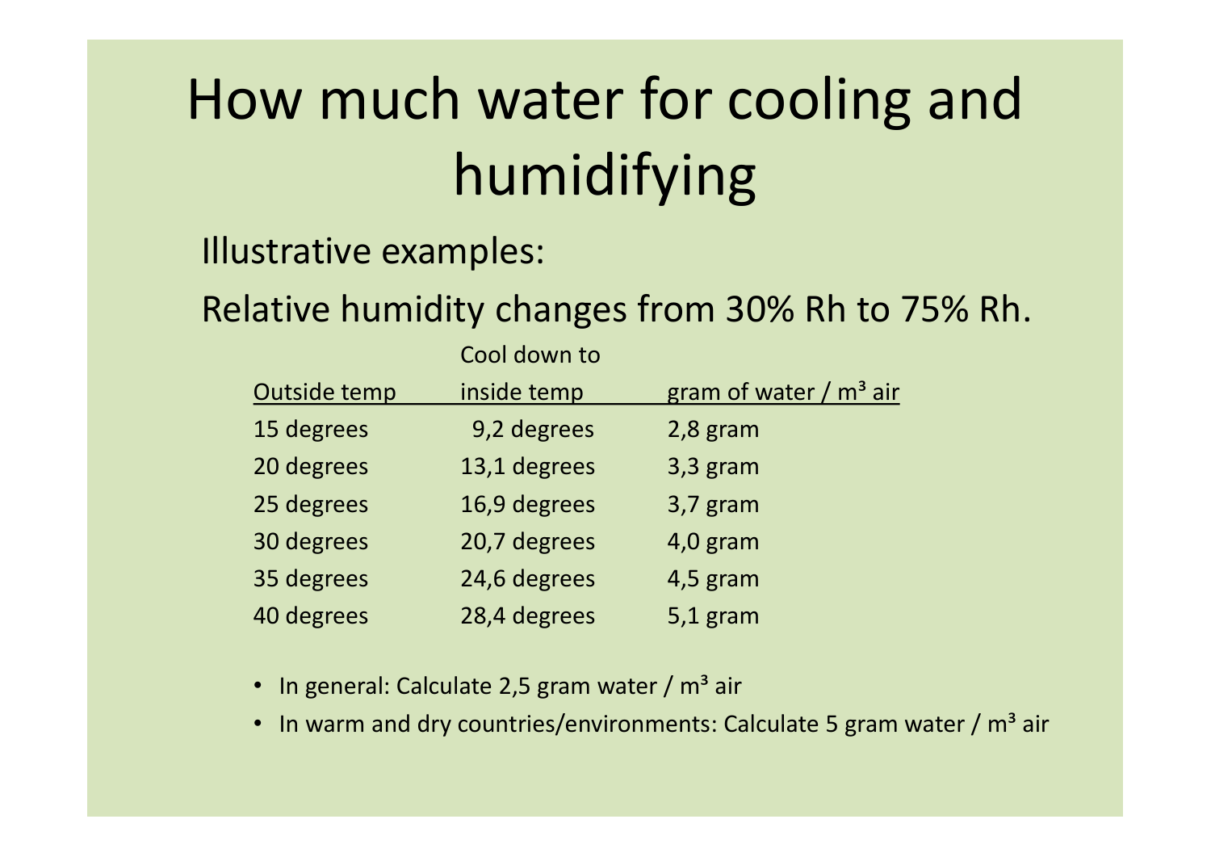# How much water for cooling and humidifying

Illustrative examples:

Relative humidity changes from 30% Rh to 75% Rh.

| Outside temp | Cool down to inside temp | gram of water / m³ air |
|---|---|---|
| 15 degrees | 9,2 degrees | 2,8 gram |
| 20 degrees | 13,1 degrees | 3,3 gram |
| 25 degrees | 16,9 degrees | 3,7 gram |
| 30 degrees | 20,7 degrees | 4,0 gram |
| 35 degrees | 24,6 degrees | 4,5 gram |
| 40 degrees | 28,4 degrees | 5,1 gram |

- In general: Calculate 2,5 gram water / m³ air
- In warm and dry countries/environments: Calculate 5 gram water / m³ air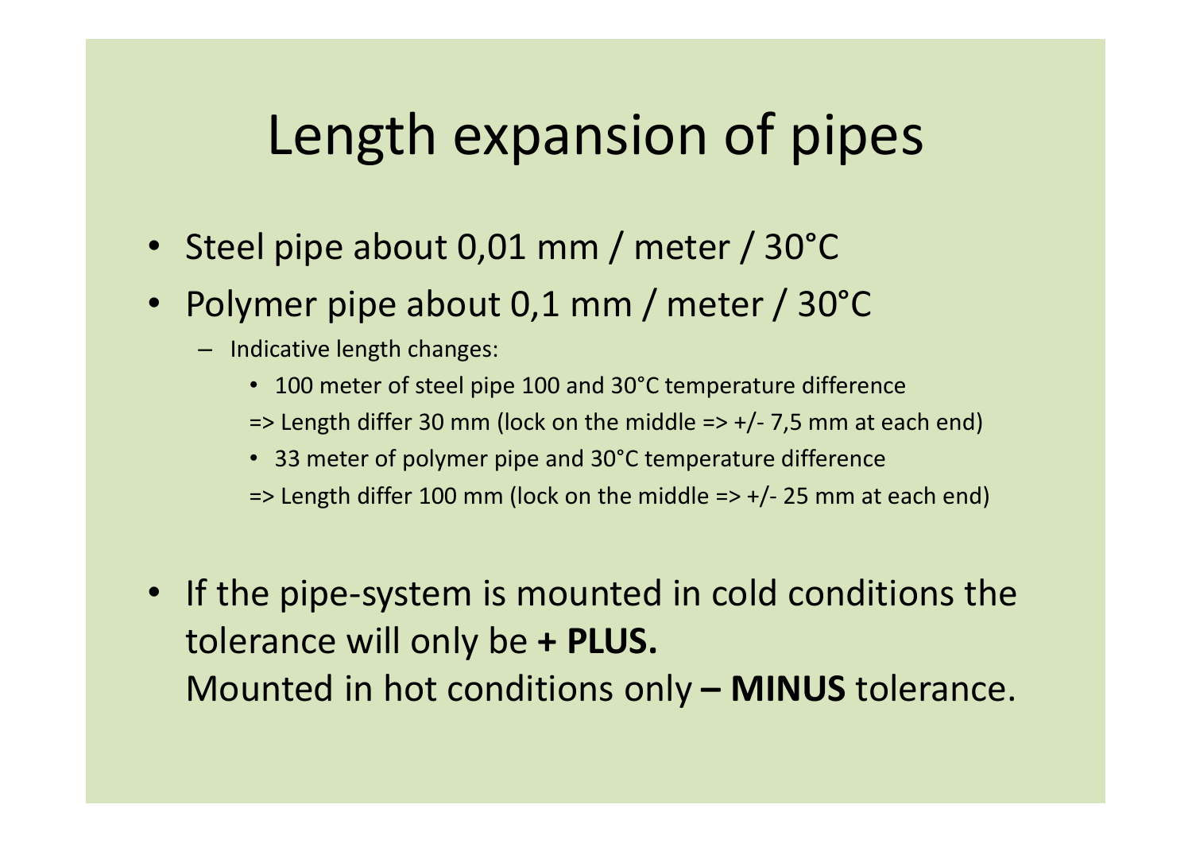# Length expansion of pipes

- Steel pipe about 0,01 mm / meter / 30°C
- Polymer pipe about 0,1 mm / meter / 30°C
  - Indicative length changes:
    - 100 meter of steel pipe 100 and 30°C temperature difference

    => Length differ 30 mm (lock on the middle => +/- 7,5 mm at each end)
    - 33 meter of polymer pipe and 30°C temperature difference

    => Length differ 100 mm (lock on the middle => +/- 25 mm at each end)

- If the pipe-system is mounted in cold conditions the tolerance will only be **+ PLUS.**
  Mounted in hot conditions only **– MINUS** tolerance.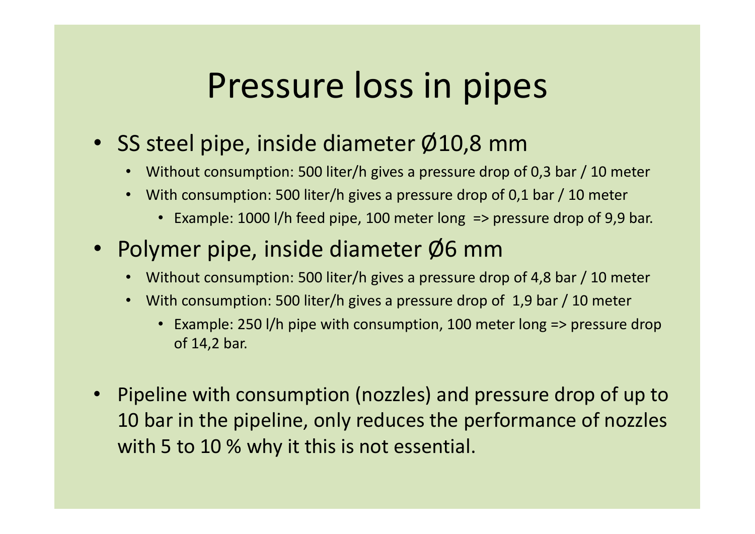# Pressure loss in pipes

- SS steel pipe, inside diameter Ø10,8 mm
  - Without consumption: 500 liter/h gives a pressure drop of 0,3 bar / 10 meter
  - With consumption: 500 liter/h gives a pressure drop of 0,1 bar / 10 meter
    - Example: 1000 l/h feed pipe, 100 meter long => pressure drop of 9,9 bar.
- Polymer pipe, inside diameter Ø6 mm
  - Without consumption: 500 liter/h gives a pressure drop of 4,8 bar / 10 meter
  - With consumption: 500 liter/h gives a pressure drop of 1,9 bar / 10 meter
    - Example: 250 l/h pipe with consumption, 100 meter long => pressure drop of 14,2 bar.

- Pipeline with consumption (nozzles) and pressure drop of up to 10 bar in the pipeline, only reduces the performance of nozzles with 5 to 10 % why it this is not essential.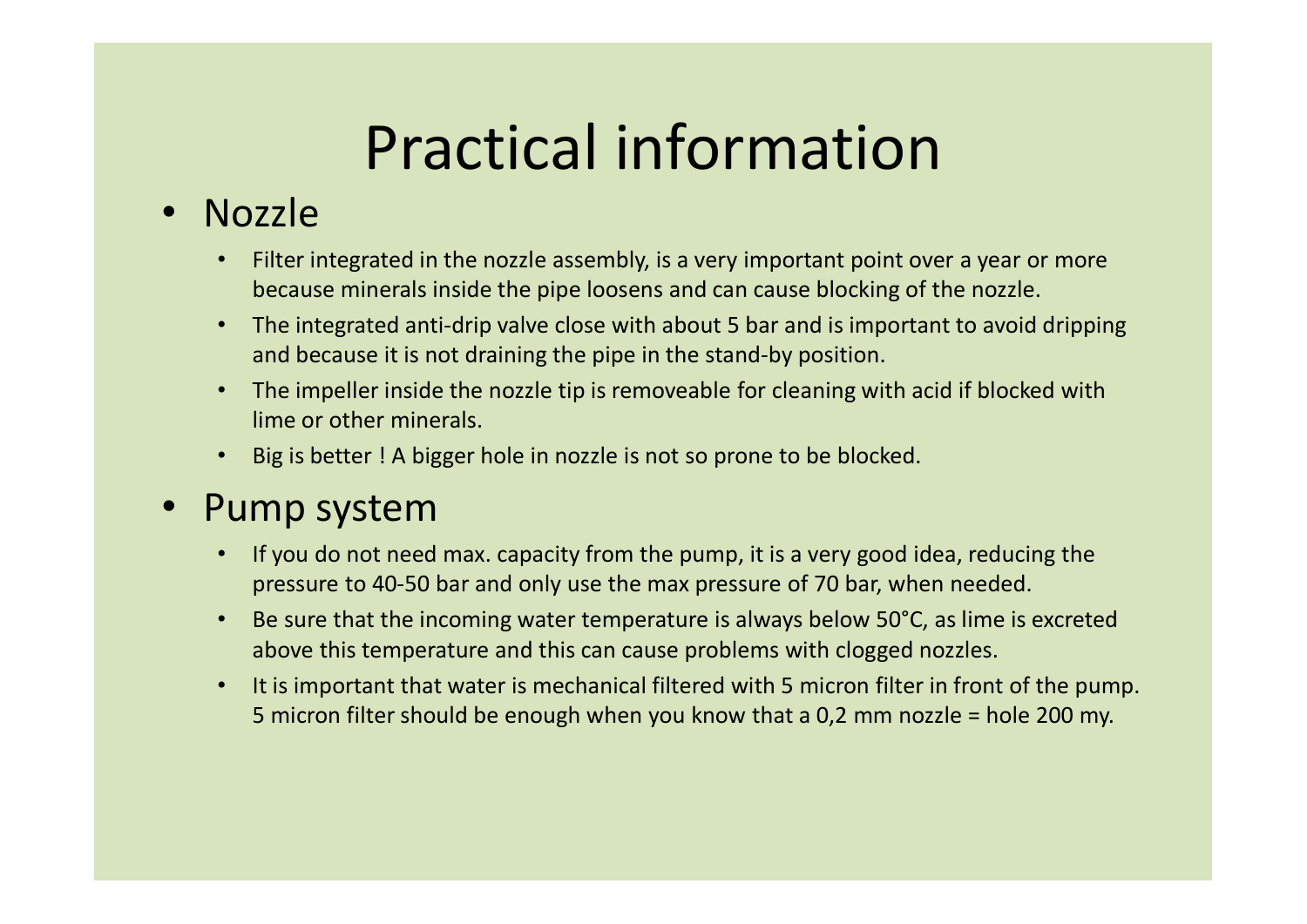# Practical information

- Nozzle
    - Filter integrated in the nozzle assembly, is a very important point over a year or more because minerals inside the pipe loosens and can cause blocking of the nozzle.
    - The integrated anti-drip valve close with about 5 bar and is important to avoid dripping and because it is not draining the pipe in the stand-by position.
    - The impeller inside the nozzle tip is removeable for cleaning with acid if blocked with lime or other minerals.
    - Big is better ! A bigger hole in nozzle is not so prone to be blocked.
- Pump system
    - If you do not need max. capacity from the pump, it is a very good idea, reducing the pressure to 40-50 bar and only use the max pressure of 70 bar, when needed.
    - Be sure that the incoming water temperature is always below 50°C, as lime is excreted above this temperature and this can cause problems with clogged nozzles.
    - It is important that water is mechanical filtered with 5 micron filter in front of the pump. 5 micron filter should be enough when you know that a 0,2 mm nozzle = hole 200 my.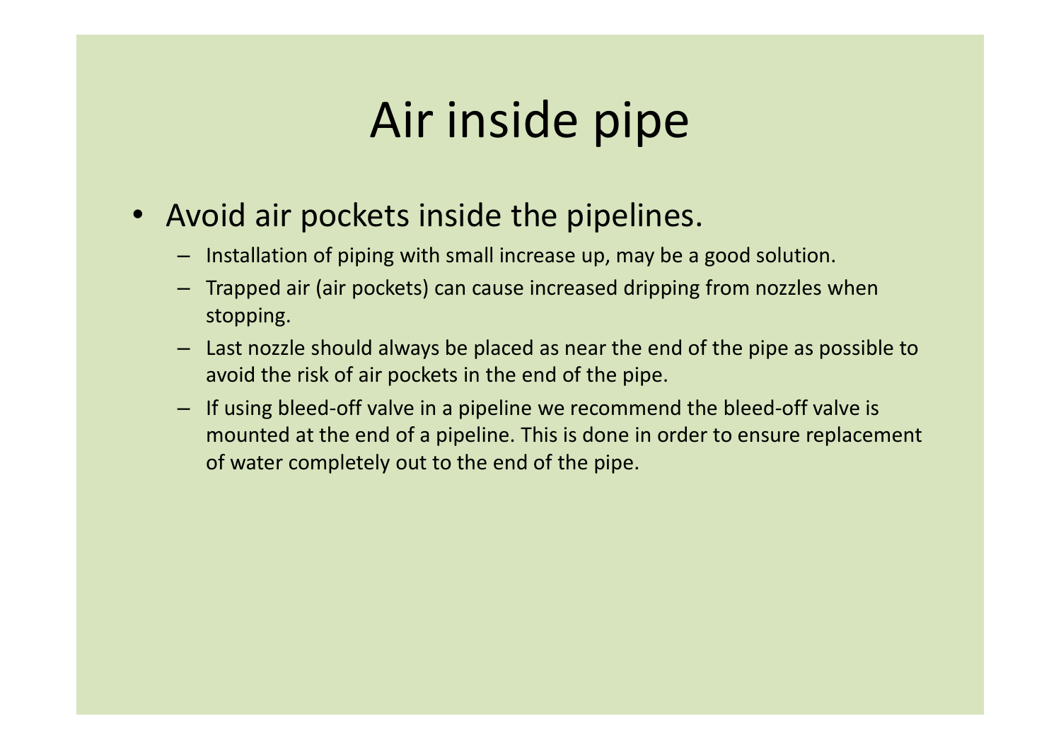# Air inside pipe

- Avoid air pockets inside the pipelines.
  - Installation of piping with small increase up, may be a good solution.
  - Trapped air (air pockets) can cause increased dripping from nozzles when stopping.
  - Last nozzle should always be placed as near the end of the pipe as possible to avoid the risk of air pockets in the end of the pipe.
  - If using bleed-off valve in a pipeline we recommend the bleed-off valve is mounted at the end of a pipeline. This is done in order to ensure replacement of water completely out to the end of the pipe.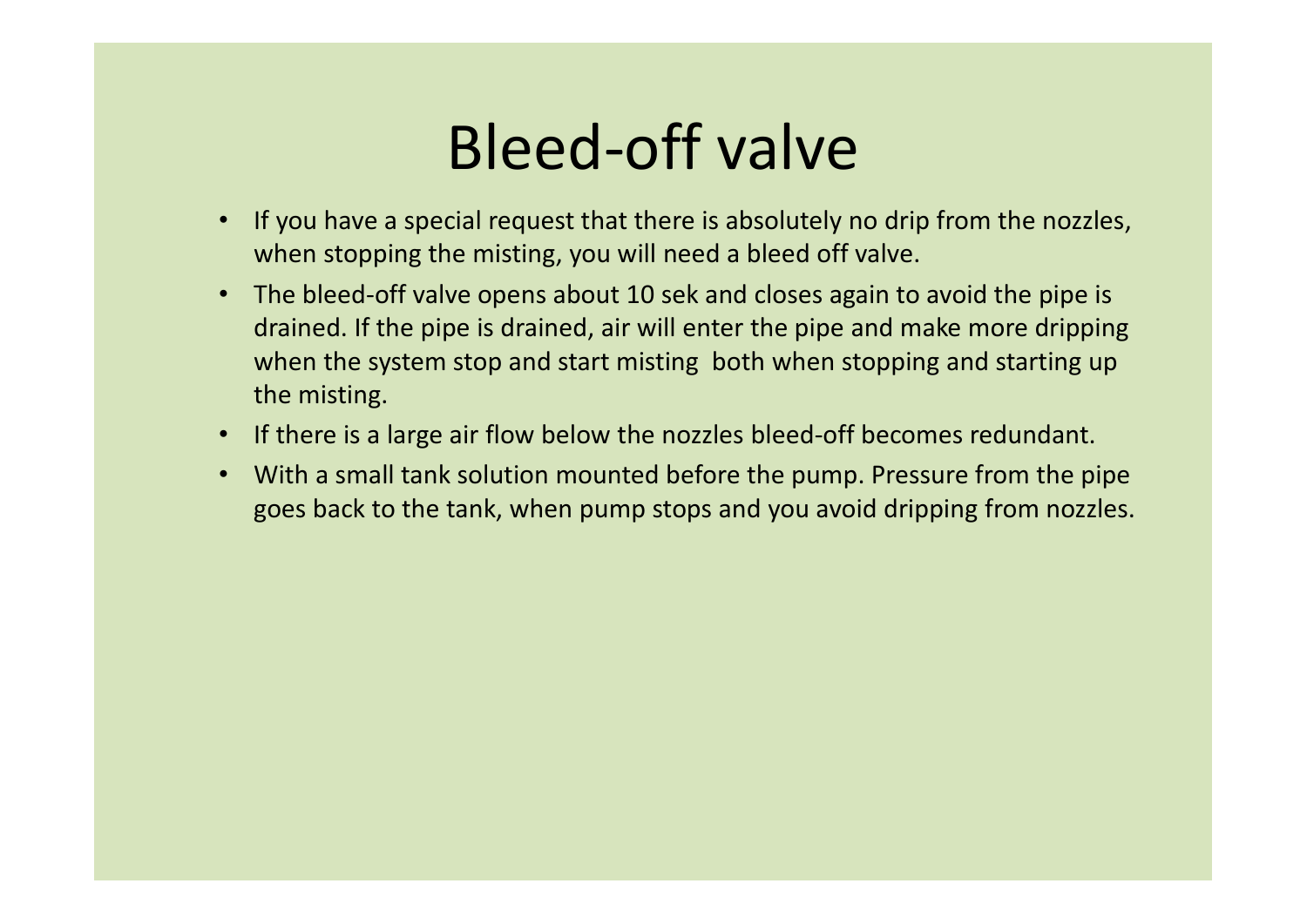# Bleed-off valve

- If you have a special request that there is absolutely no drip from the nozzles, when stopping the misting, you will need a bleed off valve.
- The bleed-off valve opens about 10 sek and closes again to avoid the pipe is drained. If the pipe is drained, air will enter the pipe and make more dripping when the system stop and start misting both when stopping and starting up the misting.
- If there is a large air flow below the nozzles bleed-off becomes redundant.
- With a small tank solution mounted before the pump. Pressure from the pipe goes back to the tank, when pump stops and you avoid dripping from nozzles.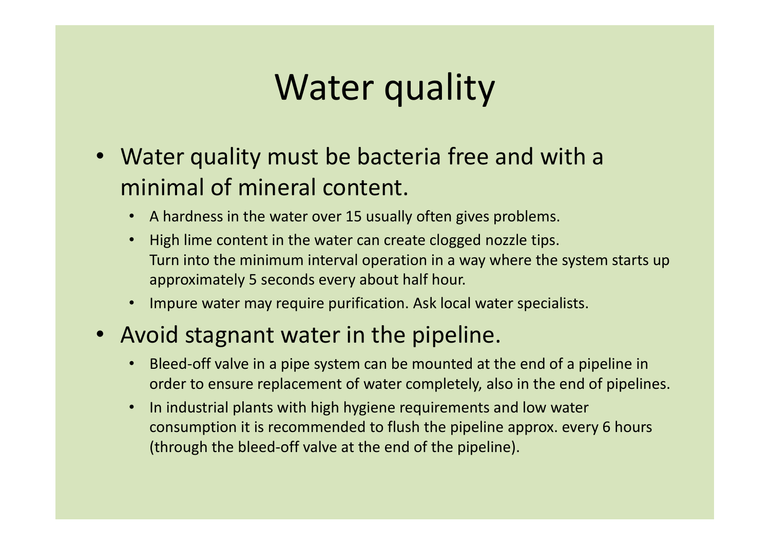# Water quality

- Water quality must be bacteria free and with a minimal of mineral content.
  - A hardness in the water over 15 usually often gives problems.
  - High lime content in the water can create clogged nozzle tips.
    Turn into the minimum interval operation in a way where the system starts up approximately 5 seconds every about half hour.
  - Impure water may require purification. Ask local water specialists.
- Avoid stagnant water in the pipeline.
  - Bleed-off valve in a pipe system can be mounted at the end of a pipeline in order to ensure replacement of water completely, also in the end of pipelines.
  - In industrial plants with high hygiene requirements and low water consumption it is recommended to flush the pipeline approx. every 6 hours (through the bleed-off valve at the end of the pipeline).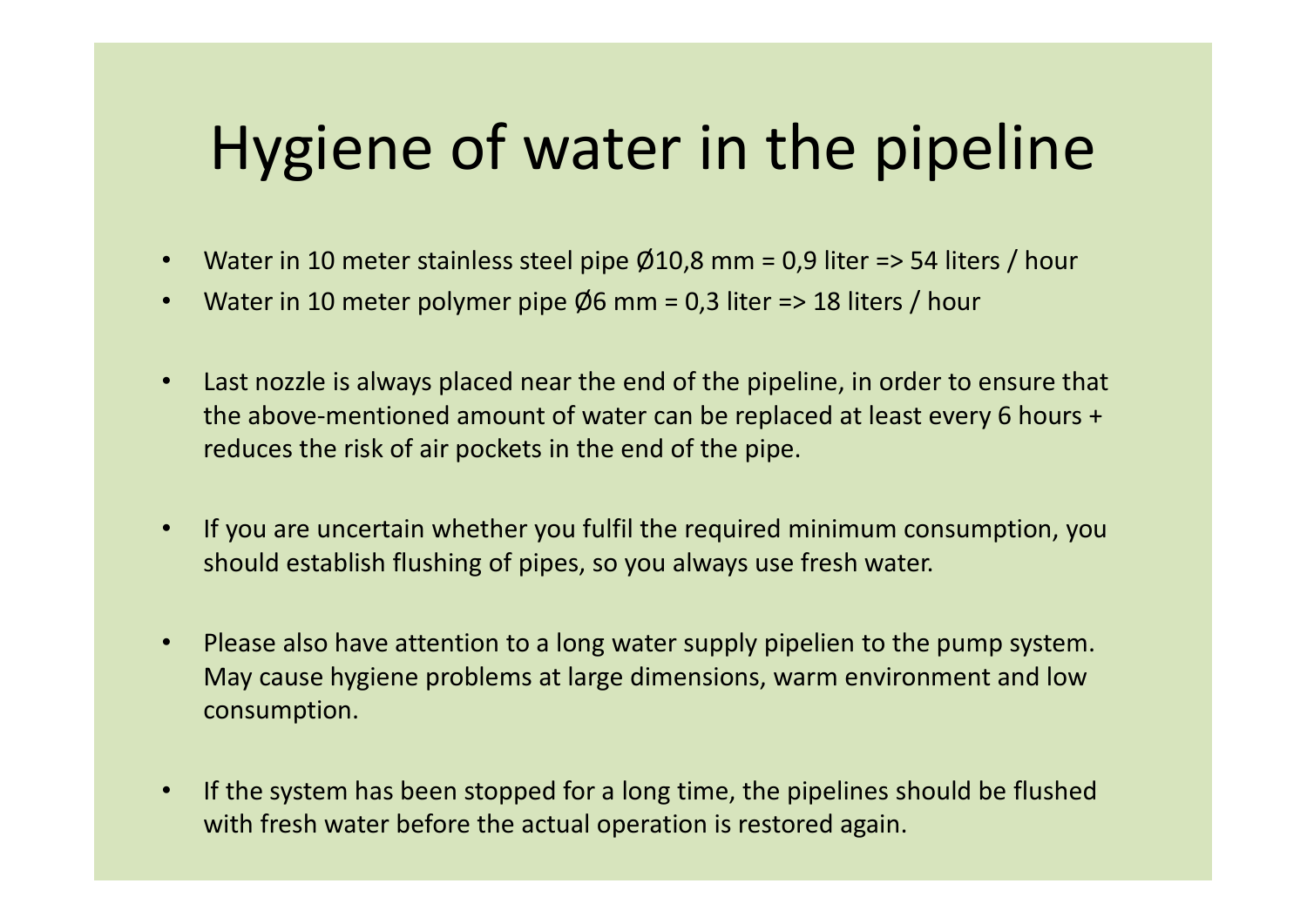# Hygiene of water in the pipeline

- Water in 10 meter stainless steel pipe Ø10,8 mm = 0,9 liter => 54 liters / hour
- Water in 10 meter polymer pipe Ø6 mm = 0,3 liter => 18 liters / hour

- Last nozzle is always placed near the end of the pipeline, in order to ensure that the above-mentioned amount of water can be replaced at least every 6 hours + reduces the risk of air pockets in the end of the pipe.

- If you are uncertain whether you fulfil the required minimum consumption, you should establish flushing of pipes, so you always use fresh water.

- Please also have attention to a long water supply pipelien to the pump system. May cause hygiene problems at large dimensions, warm environment and low consumption.

- If the system has been stopped for a long time, the pipelines should be flushed with fresh water before the actual operation is restored again.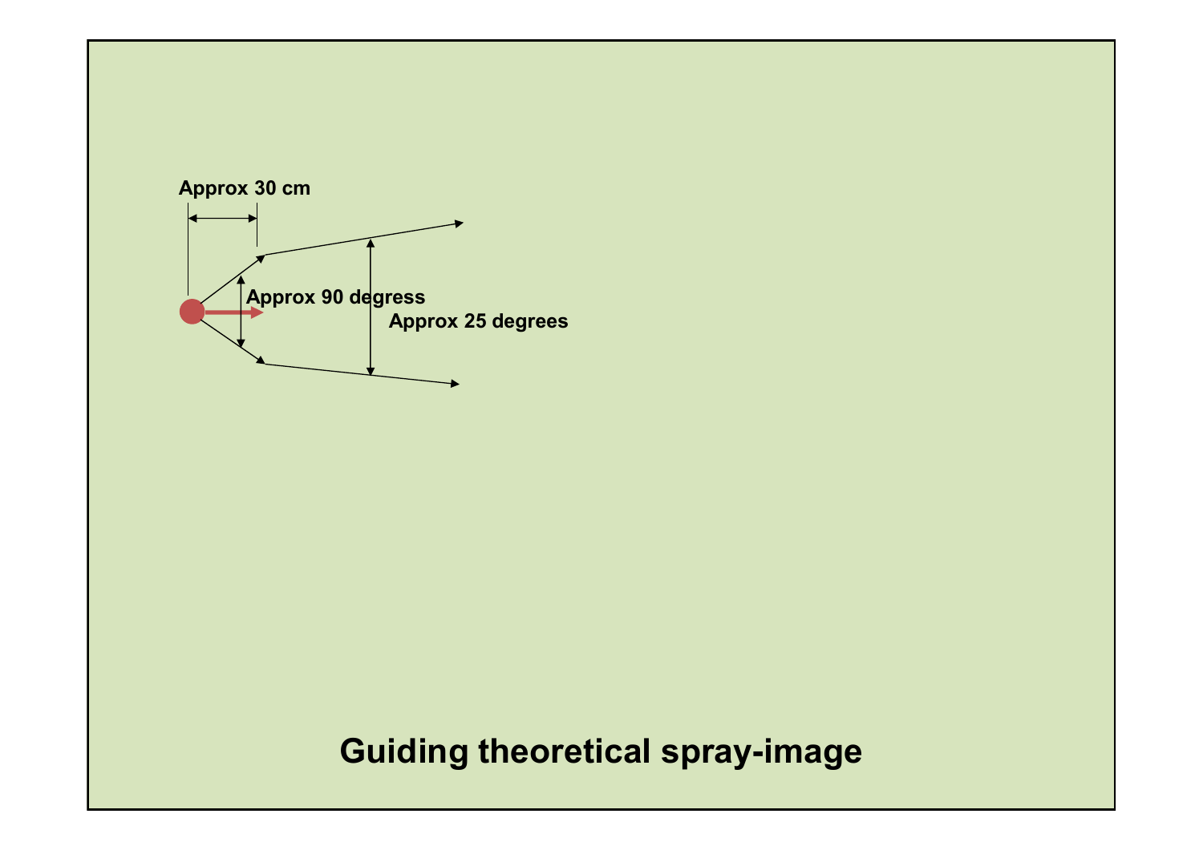Approx 30 cm

Approx 90 degress

Approx 25 degrees

**Guiding theoretical spray-image**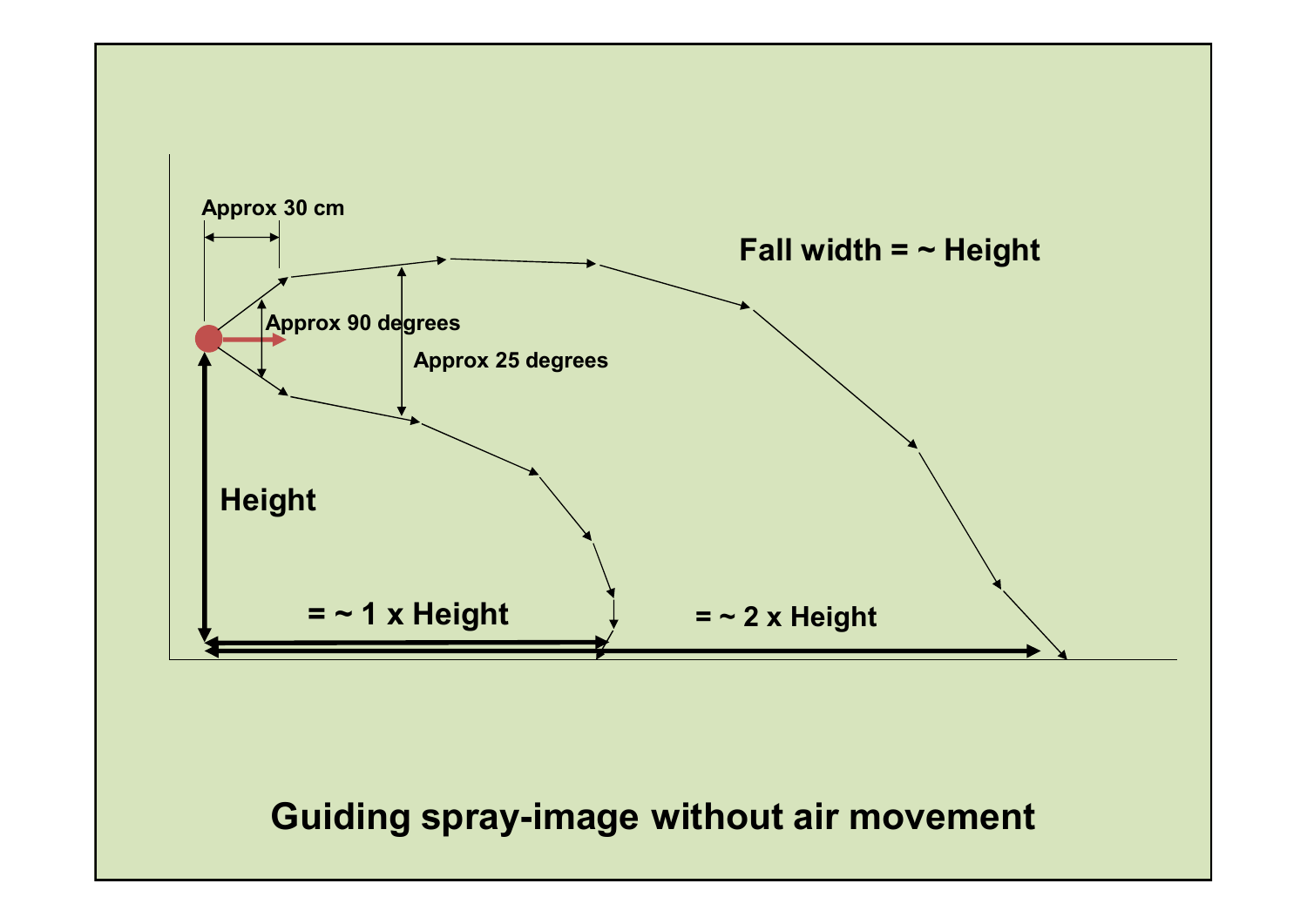Approx 30 cm

Fall width = ~ Height

Approx 90 degrees

Approx 25 degrees

Height

= ~ 1 x Height

= ~ 2 x Height

Guiding spray-image without air movement